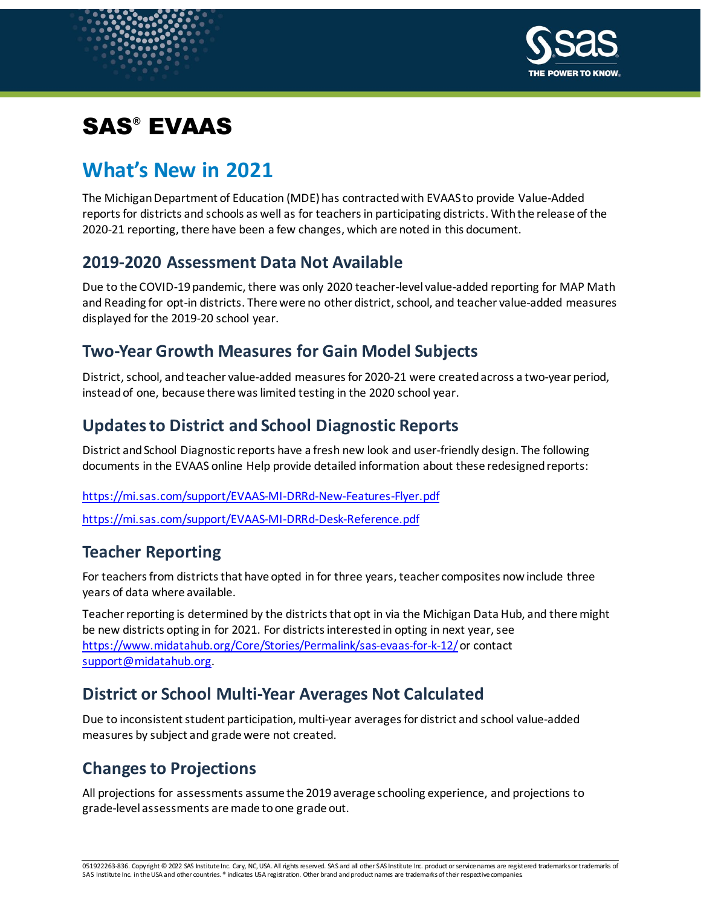# SAS® EVAAS

## What's New in 2021

The Michigan Department of Education (MDE) has contracted with EVAAS to provide Value-Added reports for districts and schools as well as for teachers in participating districts. With the release of the 2020-21 reporting, there have been a few changes, which are noted in this document.

### 2019-2020 Assessment Data Not Available

Due to the COVID-19 pandemic, there was only 2020 teacher-level value-added reporting for MAP Math and Reading for opt-in districts. There were no other district, school, and teacher value-added measures displayed for the 2019-20 school year.

### Two-Year Growth Measures for Gain Model Subjects

District, school, and teacher value-added measures for 2020-21 were created across a two-year period, instead of one, because there was limited testing in the 2020 school year.

### Updates to District and School Diagnostic Reports

District and School Diagnostic reports have a fresh new look and user-friendly design. The following documents in the EVAAS online Help provide detailed information about these redesigned reports:

https://mi.sas.com/support/EVAAS-MI-DRRd-New-Features-Flyer.pdf

https://mi.sas.com/support/EVAAS-MI-DRRd-Desk-Reference.pdf

### Teacher Reporting

For teachers from districts that have opted in for three years, teacher composites now include three years of data where available.

Teacher reporting is determined by the districts that opt in via the Michigan Data Hub, and there might be new districts opting in for 2021. For districts interested in opting in next year, see https://www.midatahub.org/Core/Stories/Permalink/sas-evaas-for-k-12/ or contact support@midatahub.org.

### District or School Multi-Year Averages Not Calculated

Due to inconsistent student participation, multi-year averages for district and school value-added measures by subject and grade were not created.

### Changes to Projections

All projections for assessments assume the 2019 average schooling experience, and projections to grade-level assessments are made to one grade out.

051922263-836. Copyright © 2022 SAS Institute Inc. Cary, NC, USA. All rights reserved. SAS and all other SAS Institute Inc. product or service names are registered trademarks or trademarks of SAS Institute Inc. in the USA and other countries. ® indicates USA registration. Other brand and product names are trademarks of their respective companies.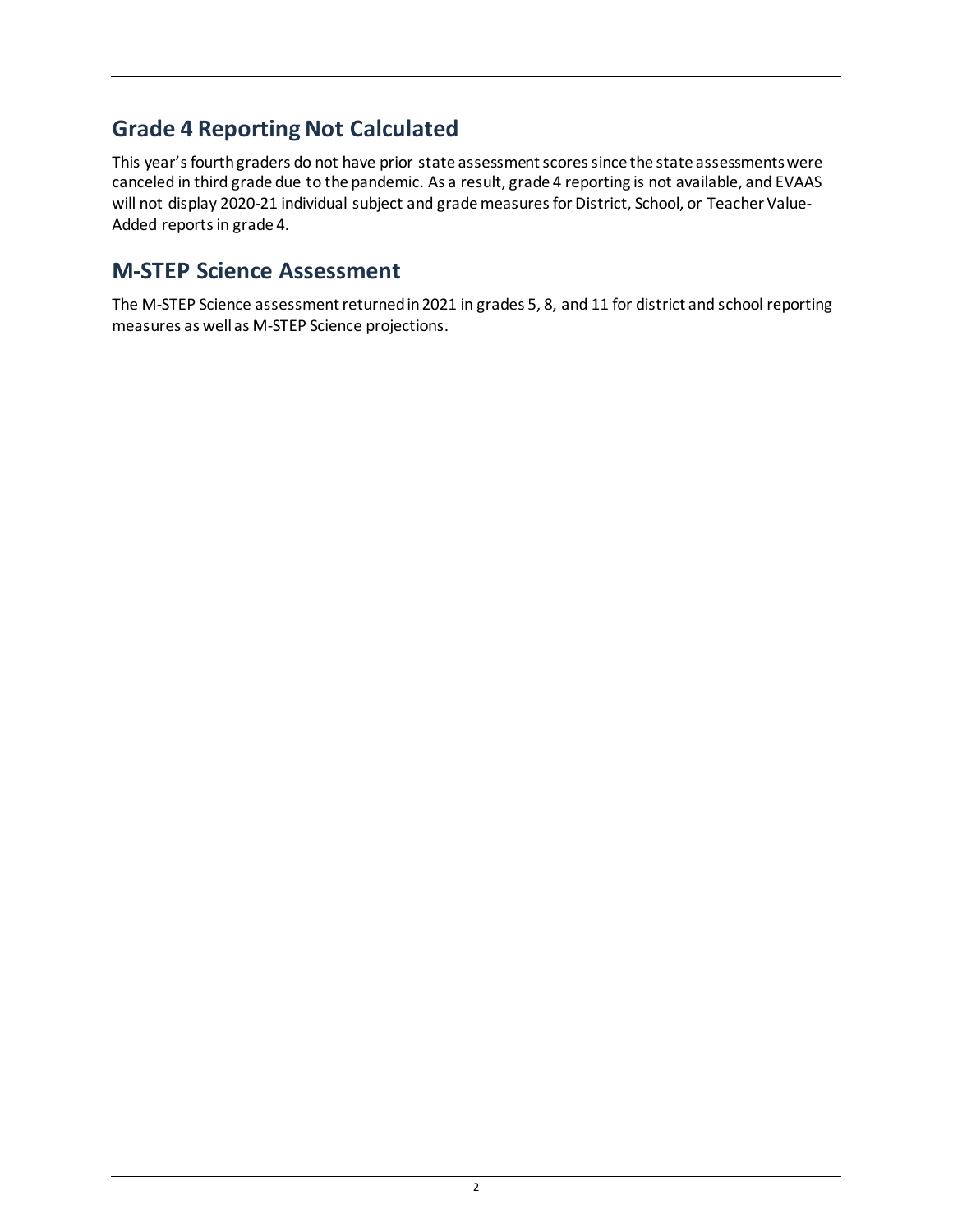## Grade 4 Reporting Not Calculated

This year's fourth graders do not have prior state assessment scores since the state assessments were canceled in third grade due to the pandemic. As a result, grade 4 reporting is not available, and EVAAS will not display 2020-21 individual subject and grade measures for District, School, or Teacher Value-Added reports in grade 4.

## M-STEP Science Assessment

The M-STEP Science assessment returned in 2021 in grades 5, 8, and 11 for district and school reporting measures as well as M-STEP Science projections.